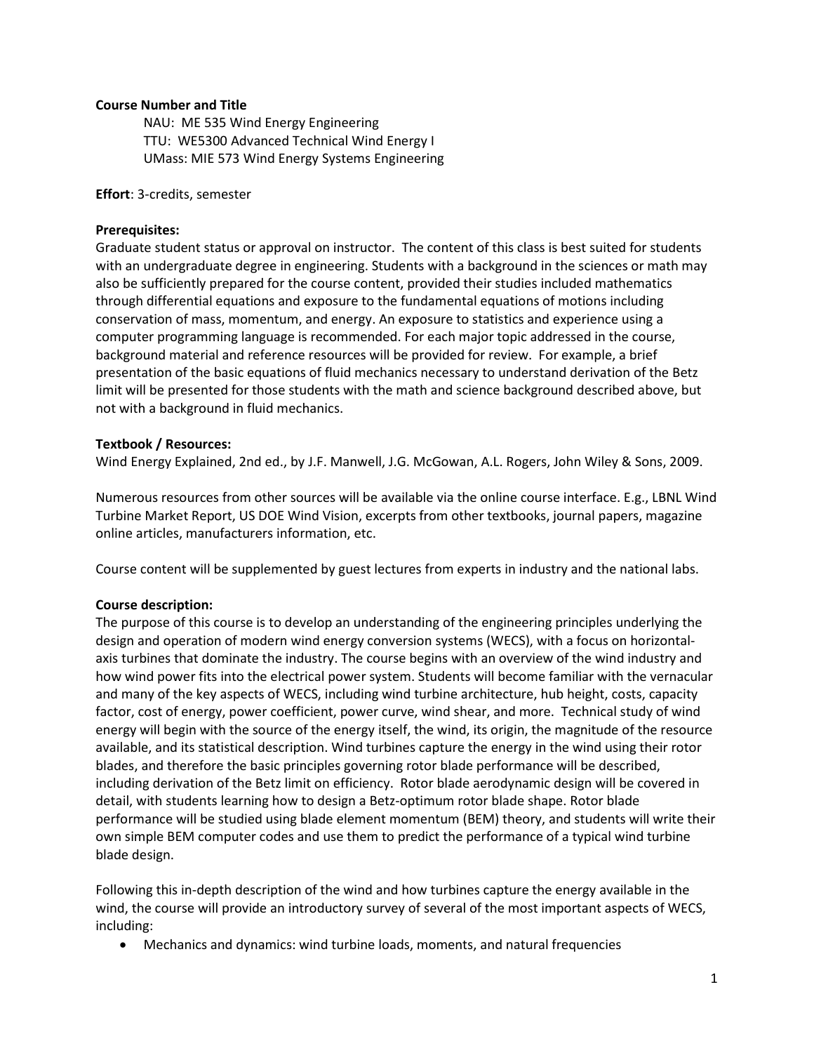**Course Number and Title**

NAU: ME 535 Wind Energy Engineering
TTU: WE5300 Advanced Technical Wind Energy I
UMass: MIE 573 Wind Energy Systems Engineering

**Effort**: 3-credits, semester

**Prerequisites:**

Graduate student status or approval on instructor. The content of this class is best suited for students with an undergraduate degree in engineering. Students with a background in the sciences or math may also be sufficiently prepared for the course content, provided their studies included mathematics through differential equations and exposure to the fundamental equations of motions including conservation of mass, momentum, and energy. An exposure to statistics and experience using a computer programming language is recommended. For each major topic addressed in the course, background material and reference resources will be provided for review. For example, a brief presentation of the basic equations of fluid mechanics necessary to understand derivation of the Betz limit will be presented for those students with the math and science background described above, but not with a background in fluid mechanics.

**Textbook / Resources:**

Wind Energy Explained, 2nd ed., by J.F. Manwell, J.G. McGowan, A.L. Rogers, John Wiley & Sons, 2009.

Numerous resources from other sources will be available via the online course interface. E.g., LBNL Wind Turbine Market Report, US DOE Wind Vision, excerpts from other textbooks, journal papers, magazine online articles, manufacturers information, etc.

Course content will be supplemented by guest lectures from experts in industry and the national labs.

**Course description:**

The purpose of this course is to develop an understanding of the engineering principles underlying the design and operation of modern wind energy conversion systems (WECS), with a focus on horizontal-axis turbines that dominate the industry. The course begins with an overview of the wind industry and how wind power fits into the electrical power system. Students will become familiar with the vernacular and many of the key aspects of WECS, including wind turbine architecture, hub height, costs, capacity factor, cost of energy, power coefficient, power curve, wind shear, and more. Technical study of wind energy will begin with the source of the energy itself, the wind, its origin, the magnitude of the resource available, and its statistical description. Wind turbines capture the energy in the wind using their rotor blades, and therefore the basic principles governing rotor blade performance will be described, including derivation of the Betz limit on efficiency. Rotor blade aerodynamic design will be covered in detail, with students learning how to design a Betz-optimum rotor blade shape. Rotor blade performance will be studied using blade element momentum (BEM) theory, and students will write their own simple BEM computer codes and use them to predict the performance of a typical wind turbine blade design.

Following this in-depth description of the wind and how turbines capture the energy available in the wind, the course will provide an introductory survey of several of the most important aspects of WECS, including:

- Mechanics and dynamics: wind turbine loads, moments, and natural frequencies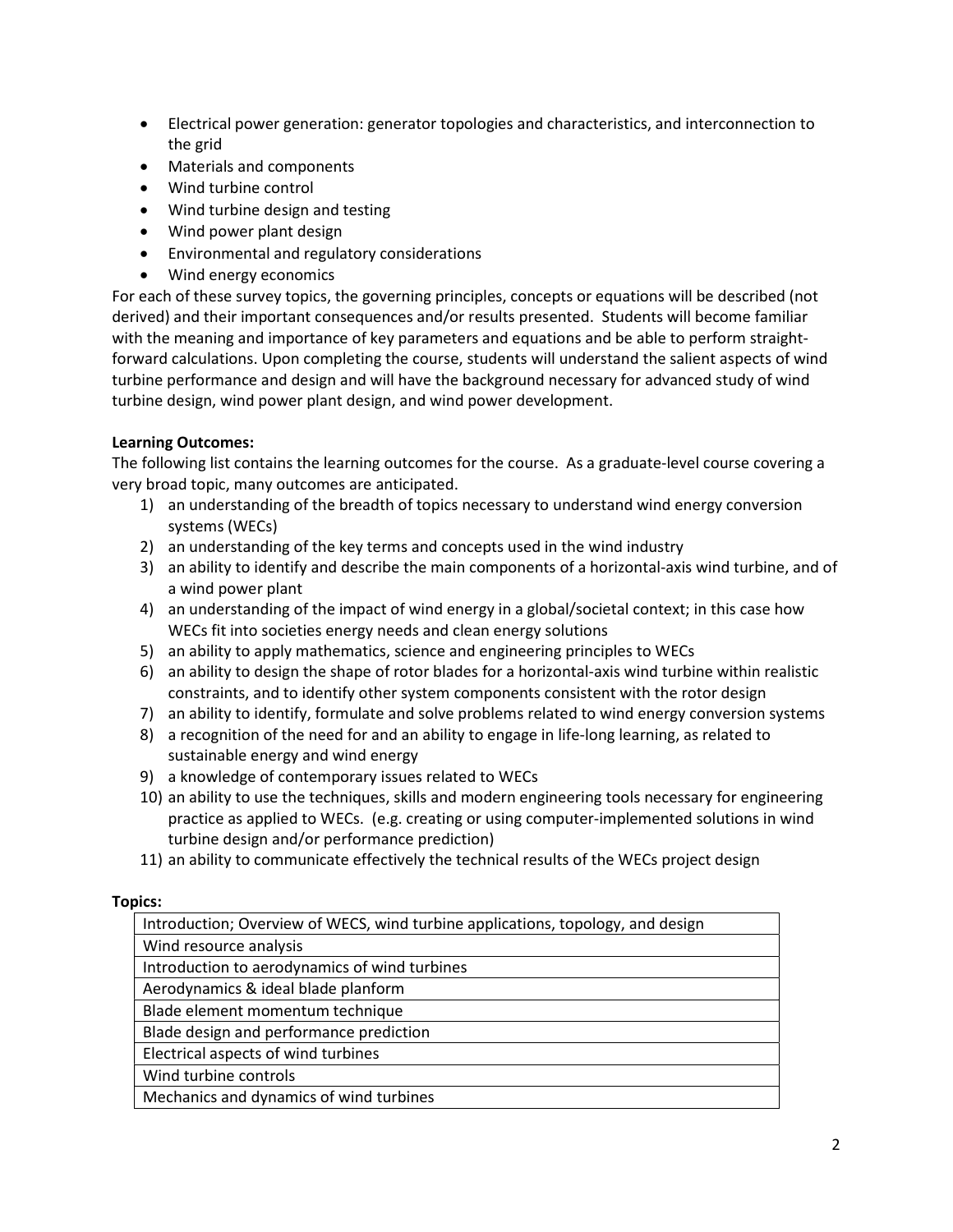- Electrical power generation: generator topologies and characteristics, and interconnection to the grid
- Materials and components
- Wind turbine control
- Wind turbine design and testing
- Wind power plant design
- Environmental and regulatory considerations
- Wind energy economics

For each of these survey topics, the governing principles, concepts or equations will be described (not derived) and their important consequences and/or results presented. Students will become familiar with the meaning and importance of key parameters and equations and be able to perform straight-forward calculations. Upon completing the course, students will understand the salient aspects of wind turbine performance and design and will have the background necessary for advanced study of wind turbine design, wind power plant design, and wind power development.

**Learning Outcomes:**

The following list contains the learning outcomes for the course. As a graduate-level course covering a very broad topic, many outcomes are anticipated.

1) an understanding of the breadth of topics necessary to understand wind energy conversion systems (WECs)
2) an understanding of the key terms and concepts used in the wind industry
3) an ability to identify and describe the main components of a horizontal-axis wind turbine, and of a wind power plant
4) an understanding of the impact of wind energy in a global/societal context; in this case how WECs fit into societies energy needs and clean energy solutions
5) an ability to apply mathematics, science and engineering principles to WECs
6) an ability to design the shape of rotor blades for a horizontal-axis wind turbine within realistic constraints, and to identify other system components consistent with the rotor design
7) an ability to identify, formulate and solve problems related to wind energy conversion systems
8) a recognition of the need for and an ability to engage in life-long learning, as related to sustainable energy and wind energy
9) a knowledge of contemporary issues related to WECs
10) an ability to use the techniques, skills and modern engineering tools necessary for engineering practice as applied to WECs. (e.g. creating or using computer-implemented solutions in wind turbine design and/or performance prediction)
11) an ability to communicate effectively the technical results of the WECs project design

**Topics:**

| Introduction; Overview of WECS, wind turbine applications, topology, and design |
|---|
| Wind resource analysis |
| Introduction to aerodynamics of wind turbines |
| Aerodynamics & ideal blade planform |
| Blade element momentum technique |
| Blade design and performance prediction |
| Electrical aspects of wind turbines |
| Wind turbine controls |
| Mechanics and dynamics of wind turbines |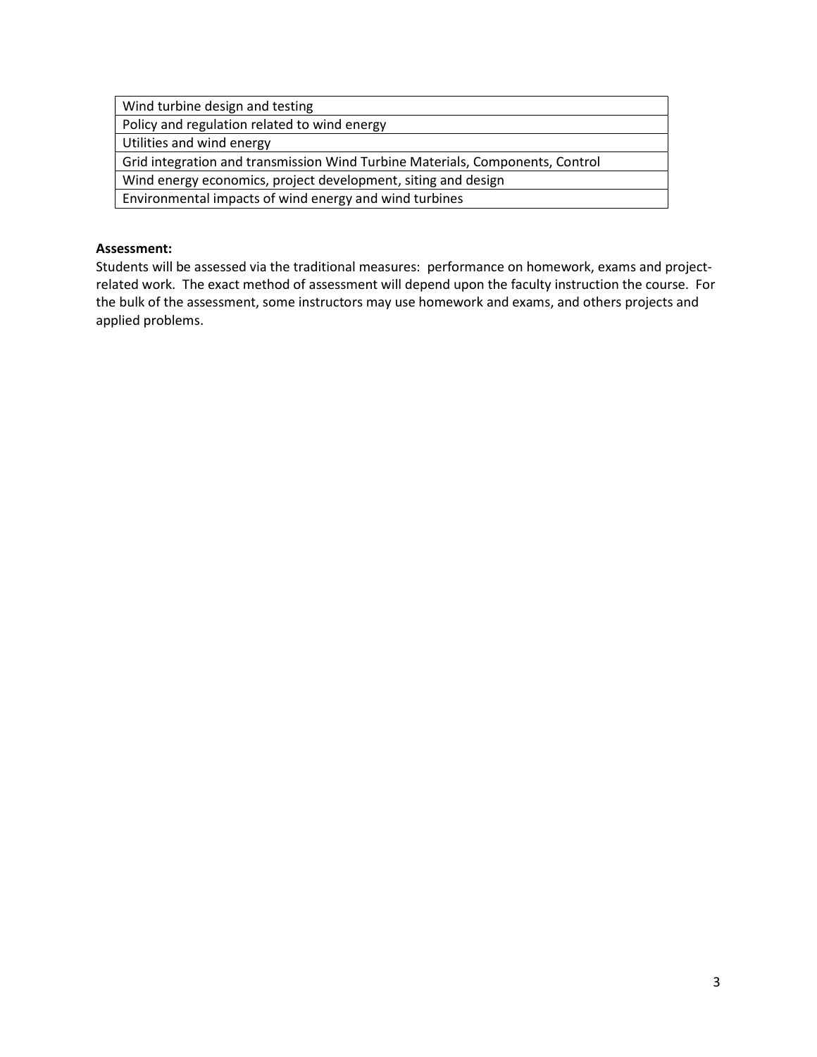| |
|---|
| Wind turbine design and testing |
| Policy and regulation related to wind energy |
| Utilities and wind energy |
| Grid integration and transmission Wind Turbine Materials, Components, Control |
| Wind energy economics, project development, siting and design |
| Environmental impacts of wind energy and wind turbines |

**Assessment:**

Students will be assessed via the traditional measures: performance on homework, exams and project-related work. The exact method of assessment will depend upon the faculty instruction the course. For the bulk of the assessment, some instructors may use homework and exams, and others projects and applied problems.